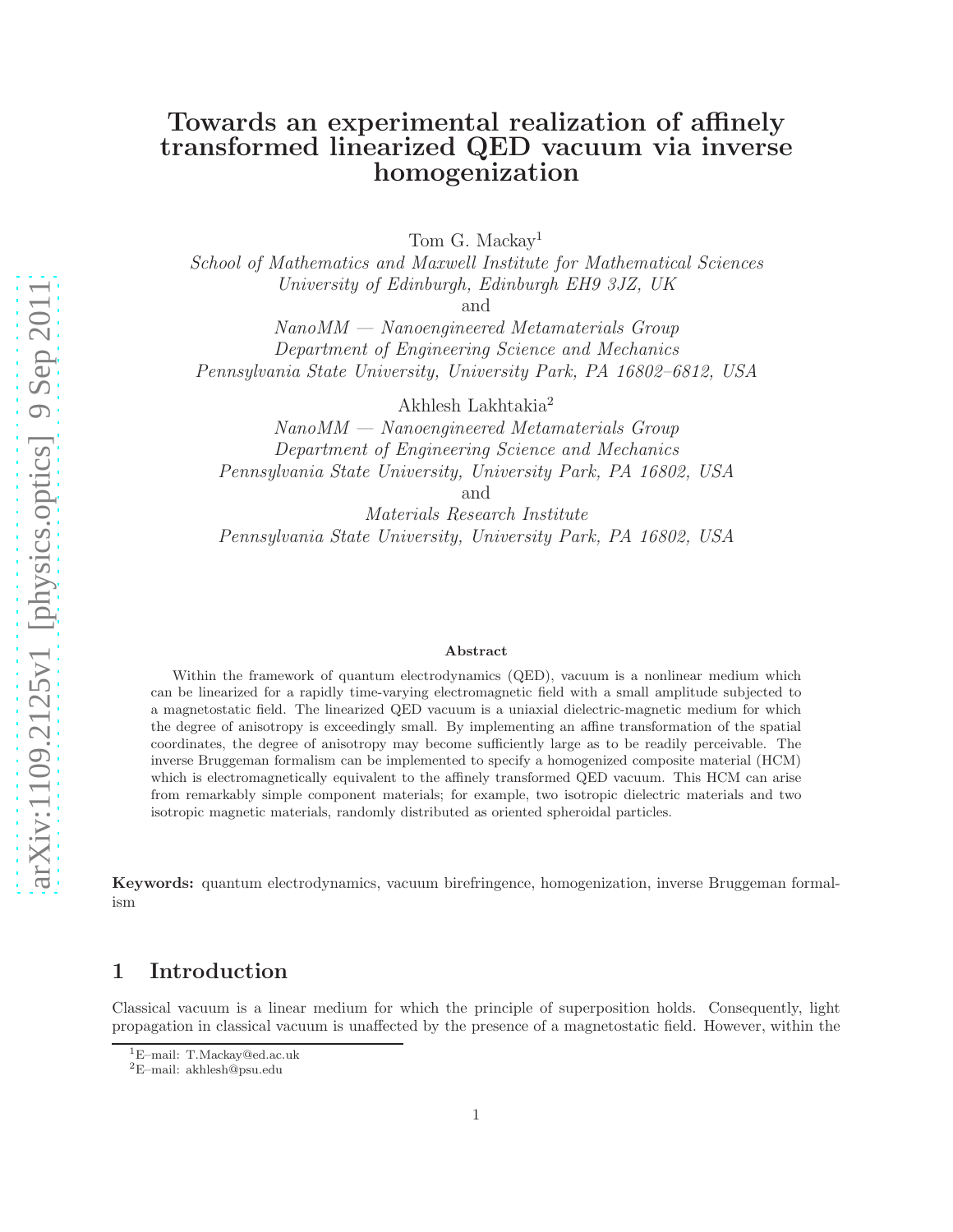# Towards an experimental realization of affinely transformed linearized QED vacuum via inverse homogenization

Tom G. Mackay[1]

*School of Mathematics and Maxwell Institute for Mathematical Sciences*
*University of Edinburgh, Edinburgh EH9 3JZ, UK*
and
*NanoMM — Nanoengineered Metamaterials Group*
*Department of Engineering Science and Mechanics*
*Pennsylvania State University, University Park, PA 16802–6812, USA*

Akhlesh Lakhtakia[2]

*NanoMM — Nanoengineered Metamaterials Group*
*Department of Engineering Science and Mechanics*
*Pennsylvania State University, University Park, PA 16802, USA*
and
*Materials Research Institute*
*Pennsylvania State University, University Park, PA 16802, USA*

### Abstract

Within the framework of quantum electrodynamics (QED), vacuum is a nonlinear medium which can be linearized for a rapidly time-varying electromagnetic field with a small amplitude subjected to a magnetostatic field. The linearized QED vacuum is a uniaxial dielectric-magnetic medium for which the degree of anisotropy is exceedingly small. By implementing an affine transformation of the spatial coordinates, the degree of anisotropy may become sufficiently large as to be readily perceivable. The inverse Bruggeman formalism can be implemented to specify a homogenized composite material (HCM) which is electromagnetically equivalent to the affinely transformed QED vacuum. This HCM can arise from remarkably simple component materials; for example, two isotropic dielectric materials and two isotropic magnetic materials, randomly distributed as oriented spheroidal particles.

**Keywords:** quantum electrodynamics, vacuum birefringence, homogenization, inverse Bruggeman formalism

## 1 Introduction

Classical vacuum is a linear medium for which the principle of superposition holds. Consequently, light propagation in classical vacuum is unaffected by the presence of a magnetostatic field. However, within the

[1] E–mail: T.Mackay@ed.ac.uk
[2] E–mail: akhlesh@psu.edu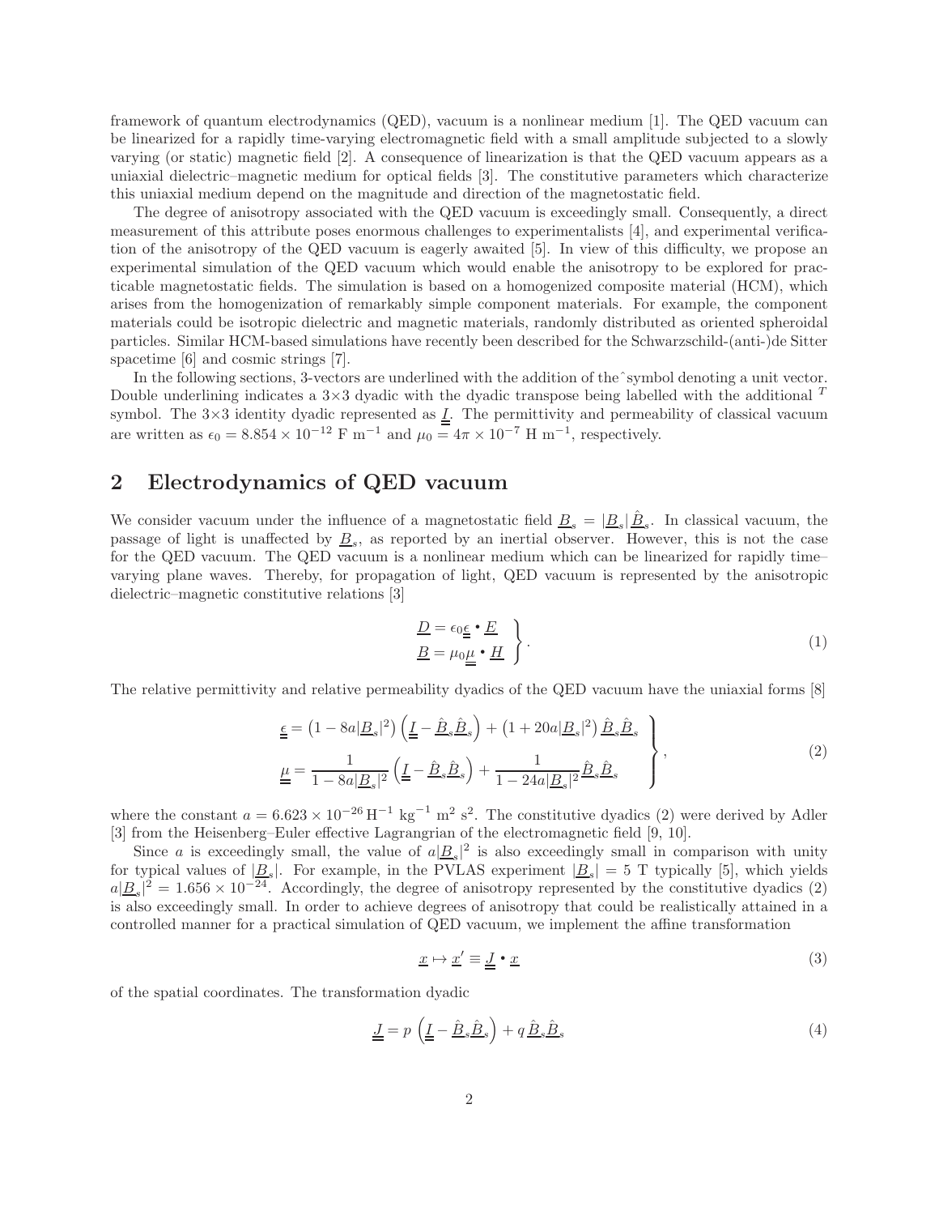framework of quantum electrodynamics (QED), vacuum is a nonlinear medium [1]. The QED vacuum can be linearized for a rapidly time-varying electromagnetic field with a small amplitude subjected to a slowly varying (or static) magnetic field [2]. A consequence of linearization is that the QED vacuum appears as a uniaxial dielectric–magnetic medium for optical fields [3]. The constitutive parameters which characterize this uniaxial medium depend on the magnitude and direction of the magnetostatic field.

The degree of anisotropy associated with the QED vacuum is exceedingly small. Consequently, a direct measurement of this attribute poses enormous challenges to experimentalists [4], and experimental verification of the anisotropy of the QED vacuum is eagerly awaited [5]. In view of this difficulty, we propose an experimental simulation of the QED vacuum which would enable the anisotropy to be explored for practicable magnetostatic fields. The simulation is based on a homogenized composite material (HCM), which arises from the homogenization of remarkably simple component materials. For example, the component materials could be isotropic dielectric and magnetic materials, randomly distributed as oriented spheroidal particles. Similar HCM-based simulations have recently been described for the Schwarzschild-(anti-)de Sitter spacetime [6] and cosmic strings [7].

In the following sections, 3-vectors are underlined with the addition of the ˆ symbol denoting a unit vector. Double underlining indicates a 3×3 dyadic with the dyadic transpose being labelled with the additional $^T$ symbol. The 3×3 identity dyadic represented as $\underline{\underline{I}}$. The permittivity and permeability of classical vacuum are written as $\epsilon_0 = 8.854 \times 10^{-12}$ F m$^{-1}$ and $\mu_0 = 4\pi \times 10^{-7}$ H m$^{-1}$, respectively.

## 2 Electrodynamics of QED vacuum

We consider vacuum under the influence of a magnetostatic field $\underline{B}_s = |\underline{B}_s| \,\hat{\underline{B}}_s$. In classical vacuum, the passage of light is unaffected by $\underline{B}_s$, as reported by an inertial observer. However, this is not the case for the QED vacuum. The QED vacuum is a nonlinear medium which can be linearized for rapidly time–varying plane waves. Thereby, for propagation of light, QED vacuum is represented by the anisotropic dielectric–magnetic constitutive relations [3]

$$\left. \begin{array}{l} \underline{D} = \epsilon_0 \underline{\underline{\epsilon}} \bullet \underline{E} \\ \underline{B} = \mu_0 \underline{\underline{\mu}} \bullet \underline{H} \end{array} \right\}. \tag{1}$$

The relative permittivity and relative permeability dyadics of the QED vacuum have the uniaxial forms [8]

$$\left. \begin{array}{l} \underline{\underline{\epsilon}} = \left(1 - 8a|\underline{B}_s|^2\right) \left( \underline{\underline{I}} - \hat{\underline{B}}_s \hat{\underline{B}}_s \right) + \left(1 + 20a|\underline{B}_s|^2\right) \hat{\underline{B}}_s \hat{\underline{B}}_s \\ \underline{\underline{\mu}} = \dfrac{1}{1 - 8a|\underline{B}_s|^2} \left( \underline{\underline{I}} - \hat{\underline{B}}_s \hat{\underline{B}}_s \right) + \dfrac{1}{1 - 24a|\underline{B}_s|^2} \hat{\underline{B}}_s \hat{\underline{B}}_s \end{array} \right\}, \tag{2}$$

where the constant $a = 6.623 \times 10^{-26}\,\mathrm{H}^{-1}\,\mathrm{kg}^{-1}\,\mathrm{m}^2\,\mathrm{s}^2$. The constitutive dyadics (2) were derived by Adler [3] from the Heisenberg–Euler effective Lagrangrian of the electromagnetic field [9, 10].

Since $a$ is exceedingly small, the value of $a|\underline{B}_s|^2$ is also exceedingly small in comparison with unity for typical values of $|\underline{B}_s|$. For example, in the PVLAS experiment $|\underline{B}_s| = 5$ T typically [5], which yields $a|\underline{B}_s|^2 = 1.656 \times 10^{-24}$. Accordingly, the degree of anisotropy represented by the constitutive dyadics (2) is also exceedingly small. In order to achieve degrees of anisotropy that could be realistically attained in a controlled manner for a practical simulation of QED vacuum, we implement the affine transformation

$$\underline{x} \mapsto \underline{x}' \equiv \underline{\underline{J}} \bullet \underline{x} \tag{3}$$

of the spatial coordinates. The transformation dyadic

$$\underline{\underline{J}} = p \left( \underline{\underline{I}} - \hat{\underline{B}}_s \hat{\underline{B}}_s \right) + q \, \hat{\underline{B}}_s \hat{\underline{B}}_s \tag{4}$$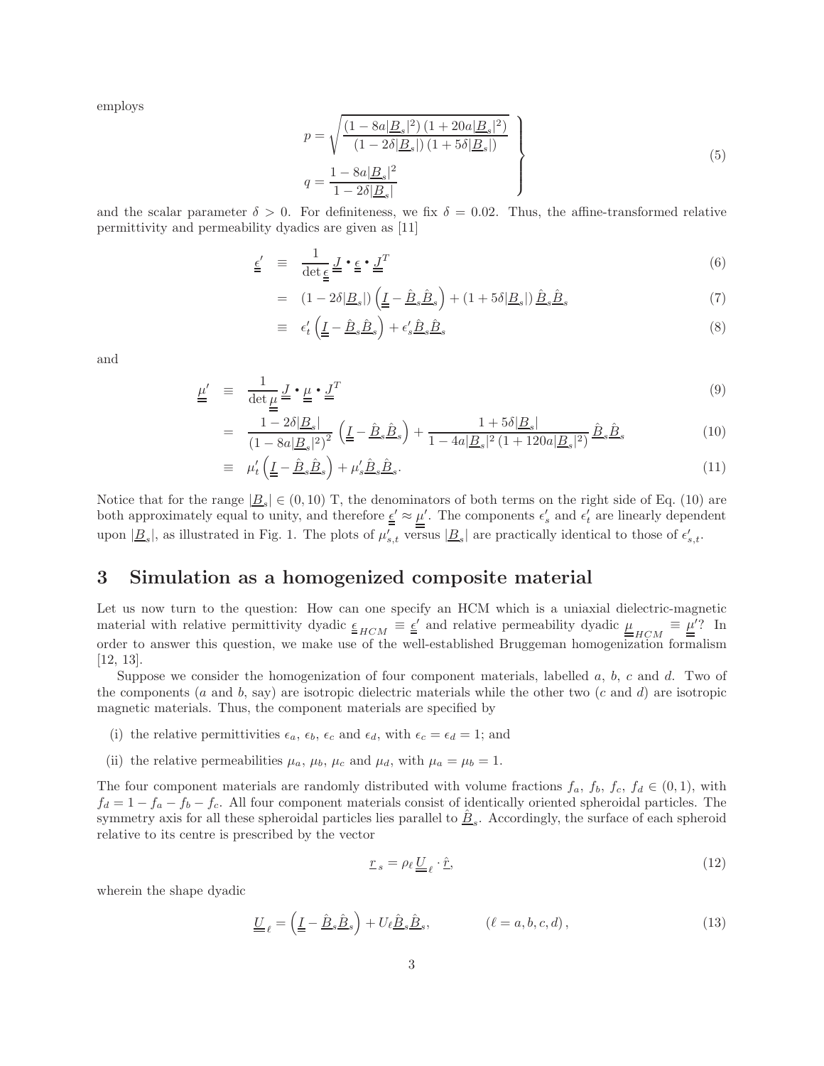employs

$$
\left.
\begin{array}{l}
p = \sqrt{\dfrac{\left(1 - 8a|\underline{B}_s|^2\right)\left(1 + 20a|\underline{B}_s|^2\right)}{\left(1 - 2\delta|\underline{B}_s|\right)\left(1 + 5\delta|\underline{B}_s|\right)}} \\[2ex]
q = \dfrac{1 - 8a|\underline{B}_s|^2}{1 - 2\delta|\underline{B}_s|}
\end{array}
\right\}
\tag{5}
$$

and the scalar parameter $\delta > 0$. For definiteness, we fix $\delta = 0.02$. Thus, the affine-transformed relative permittivity and permeability dyadics are given as [11]

$$
\begin{aligned}
\underline{\underline{\epsilon}}' &\equiv \frac{1}{\det \underline{\underline{\epsilon}}} \, \underline{\underline{J}} \bullet \underline{\underline{\epsilon}} \bullet \underline{\underline{J}}^T && (6)\\
&= \left(1 - 2\delta|\underline{B}_s|\right)\left(\underline{\underline{I}} - \hat{\underline{B}}_s\hat{\underline{B}}_s\right) + \left(1 + 5\delta|\underline{B}_s|\right)\hat{\underline{B}}_s\hat{\underline{B}}_s && (7)\\
&\equiv \epsilon_t'\left(\underline{\underline{I}} - \hat{\underline{B}}_s\hat{\underline{B}}_s\right) + \epsilon_s'\hat{\underline{B}}_s\hat{\underline{B}}_s && (8)
\end{aligned}
$$

and

$$
\begin{aligned}
\underline{\underline{\mu}}' &\equiv \frac{1}{\det \underline{\underline{\mu}}} \, \underline{\underline{J}} \bullet \underline{\underline{\mu}} \bullet \underline{\underline{J}}^T && (9)\\
&= \frac{1 - 2\delta|\underline{B}_s|}{\left(1 - 8a|\underline{B}_s|^2\right)^2}\left(\underline{\underline{I}} - \hat{\underline{B}}_s\hat{\underline{B}}_s\right) + \frac{1 + 5\delta|\underline{B}_s|}{1 - 4a|\underline{B}_s|^2\left(1 + 120a|\underline{B}_s|^2\right)}\hat{\underline{B}}_s\hat{\underline{B}}_s && (10)\\
&\equiv \mu_t'\left(\underline{\underline{I}} - \hat{\underline{B}}_s\hat{\underline{B}}_s\right) + \mu_s'\hat{\underline{B}}_s\hat{\underline{B}}_s. && (11)
\end{aligned}
$$

Notice that for the range $|\underline{B}_s| \in (0, 10)$ T, the denominators of both terms on the right side of Eq. (10) are both approximately equal to unity, and therefore $\underline{\underline{\epsilon}}' \approx \underline{\underline{\mu}}'$. The components $\epsilon_s'$ and $\epsilon_t'$ are linearly dependent upon $|\underline{B}_s|$, as illustrated in Fig. 1. The plots of $\mu_{s,t}'$ versus $|\underline{B}_s|$ are practically identical to those of $\epsilon_{s,t}'$.

## 3 Simulation as a homogenized composite material

Let us now turn to the question: How can one specify an HCM which is a uniaxial dielectric-magnetic material with relative permittivity dyadic $\underline{\underline{\epsilon}}_{HCM} \equiv \underline{\underline{\epsilon}}'$ and relative permeability dyadic $\underline{\underline{\mu}}_{HCM} \equiv \underline{\underline{\mu}}'$? In order to answer this question, we make use of the well-established Bruggeman homogenization formalism [12, 13].

Suppose we consider the homogenization of four component materials, labelled $a$, $b$, $c$ and $d$. Two of the components ($a$ and $b$, say) are isotropic dielectric materials while the other two ($c$ and $d$) are isotropic magnetic materials. Thus, the component materials are specified by

(i) the relative permittivities $\epsilon_a$, $\epsilon_b$, $\epsilon_c$ and $\epsilon_d$, with $\epsilon_c = \epsilon_d = 1$; and

(ii) the relative permeabilities $\mu_a$, $\mu_b$, $\mu_c$ and $\mu_d$, with $\mu_a = \mu_b = 1$.

The four component materials are randomly distributed with volume fractions $f_a$, $f_b$, $f_c$, $f_d \in (0, 1)$, with $f_d = 1 - f_a - f_b - f_c$. All four component materials consist of identically oriented spheroidal particles. The symmetry axis for all these spheroidal particles lies parallel to $\hat{\underline{B}}_s$. Accordingly, the surface of each spheroid relative to its centre is prescribed by the vector

$$
\underline{r}_s = \rho_\ell \, \underline{\underline{U}}_\ell \cdot \hat{\underline{r}}, \tag{12}
$$

wherein the shape dyadic

$$
\underline{\underline{U}}_\ell = \left(\underline{\underline{I}} - \hat{\underline{B}}_s\hat{\underline{B}}_s\right) + U_\ell\hat{\underline{B}}_s\hat{\underline{B}}_s, \qquad (\ell = a, b, c, d), \tag{13}
$$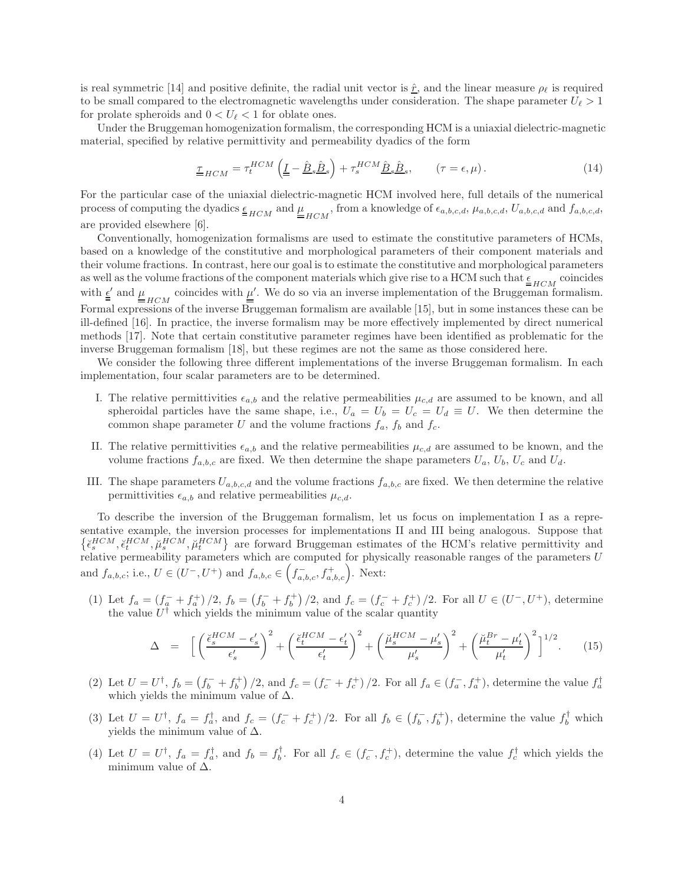is real symmetric [14] and positive definite, the radial unit vector is $\hat{\underline{r}}$, and the linear measure $\rho_\ell$ is required to be small compared to the electromagnetic wavelengths under consideration. The shape parameter $U_\ell > 1$ for prolate spheroids and $0 < U_\ell < 1$ for oblate ones.

Under the Bruggeman homogenization formalism, the corresponding HCM is a uniaxial dielectric-magnetic material, specified by relative permittivity and permeability dyadics of the form

$$\underline{\underline{\tau}}_{HCM} = \tau_t^{HCM} \left( \underline{\underline{I}} - \hat{\underline{B}}_s \hat{\underline{B}}_s \right) + \tau_s^{HCM} \hat{\underline{B}}_s \hat{\underline{B}}_s, \qquad (\tau = \epsilon, \mu) \,. \tag{14}$$

For the particular case of the uniaxial dielectric-magnetic HCM involved here, full details of the numerical process of computing the dyadics $\underline{\underline{\epsilon}}_{HCM}$ and $\underline{\underline{\mu}}_{HCM}$, from a knowledge of $\epsilon_{a,b,c,d}$, $\mu_{a,b,c,d}$, $U_{a,b,c,d}$ and $f_{a,b,c,d}$, are provided elsewhere [6].

Conventionally, homogenization formalisms are used to estimate the constitutive parameters of HCMs, based on a knowledge of the constitutive and morphological parameters of their component materials and their volume fractions. In contrast, here our goal is to estimate the constitutive and morphological parameters as well as the volume fractions of the component materials which give rise to a HCM such that $\underline{\underline{\epsilon}}_{HCM}$ coincides with $\underline{\underline{\epsilon}}'$ and $\underline{\underline{\mu}}_{HCM}$ coincides with $\underline{\underline{\mu}}'$. We do so via an inverse implementation of the Bruggeman formalism. Formal expressions of the inverse Bruggeman formalism are available [15], but in some instances these can be ill-defined [16]. In practice, the inverse formalism may be more effectively implemented by direct numerical methods [17]. Note that certain constitutive parameter regimes have been identified as problematic for the inverse Bruggeman formalism [18], but these regimes are not the same as those considered here.

We consider the following three different implementations of the inverse Bruggeman formalism. In each implementation, four scalar parameters are to be determined.

I. The relative permittivities $\epsilon_{a,b}$ and the relative permeabilities $\mu_{c,d}$ are assumed to be known, and all spheroidal particles have the same shape, i.e., $U_a = U_b = U_c = U_d \equiv U$. We then determine the common shape parameter $U$ and the volume fractions $f_a$, $f_b$ and $f_c$.

II. The relative permittivities $\epsilon_{a,b}$ and the relative permeabilities $\mu_{c,d}$ are assumed to be known, and the volume fractions $f_{a,b,c}$ are fixed. We then determine the shape parameters $U_a$, $U_b$, $U_c$ and $U_d$.

III. The shape parameters $U_{a,b,c,d}$ and the volume fractions $f_{a,b,c}$ are fixed. We then determine the relative permittivities $\epsilon_{a,b}$ and relative permeabilities $\mu_{c,d}$.

To describe the inversion of the Bruggeman formalism, let us focus on implementation I as a representative example, the inversion processes for implementations II and III being analogous. Suppose that $\left\{ \breve{\epsilon}_s^{HCM}, \breve{\epsilon}_t^{HCM}, \breve{\mu}_s^{HCM}, \breve{\mu}_t^{HCM} \right\}$ are forward Bruggeman estimates of the HCM's relative permittivity and relative permeability parameters which are computed for physically reasonable ranges of the parameters $U$ and $f_{a,b,c}$; i.e., $U \in (U^-, U^+)$ and $f_{a,b,c} \in \left( f_{a,b,c}^-, f_{a,b,c}^+ \right)$. Next:

(1) Let $f_a = (f_a^- + f_a^+)/2$, $f_b = \left( f_b^- + f_b^+ \right)/2$, and $f_c = (f_c^- + f_c^+)/2$. For all $U \in (U^-, U^+)$, determine the value $U^\dagger$ which yields the minimum value of the scalar quantity

$$\Delta \;\; = \;\; \left[ \left( \frac{\breve{\epsilon}_s^{HCM} - \epsilon_s'}{\epsilon_s'} \right)^2 + \left( \frac{\breve{\epsilon}_t^{HCM} - \epsilon_t'}{\epsilon_t'} \right)^2 + \left( \frac{\breve{\mu}_s^{HCM} - \mu_s'}{\mu_s'} \right)^2 + \left( \frac{\breve{\mu}_t^{Br} - \mu_t'}{\mu_t'} \right)^2 \right]^{1/2}. \tag{15}$$

(2) Let $U = U^\dagger$, $f_b = \left( f_b^- + f_b^+ \right)/2$, and $f_c = (f_c^- + f_c^+)/2$. For all $f_a \in (f_a^-, f_a^+)$, determine the value $f_a^\dagger$ which yields the minimum value of $\Delta$.

(3) Let $U = U^\dagger$, $f_a = f_a^\dagger$, and $f_c = (f_c^- + f_c^+)/2$. For all $f_b \in \left( f_b^-, f_b^+ \right)$, determine the value $f_b^\dagger$ which yields the minimum value of $\Delta$.

(4) Let $U = U^\dagger$, $f_a = f_a^\dagger$, and $f_b = f_b^\dagger$. For all $f_c \in (f_c^-, f_c^+)$, determine the value $f_c^\dagger$ which yields the minimum value of $\Delta$.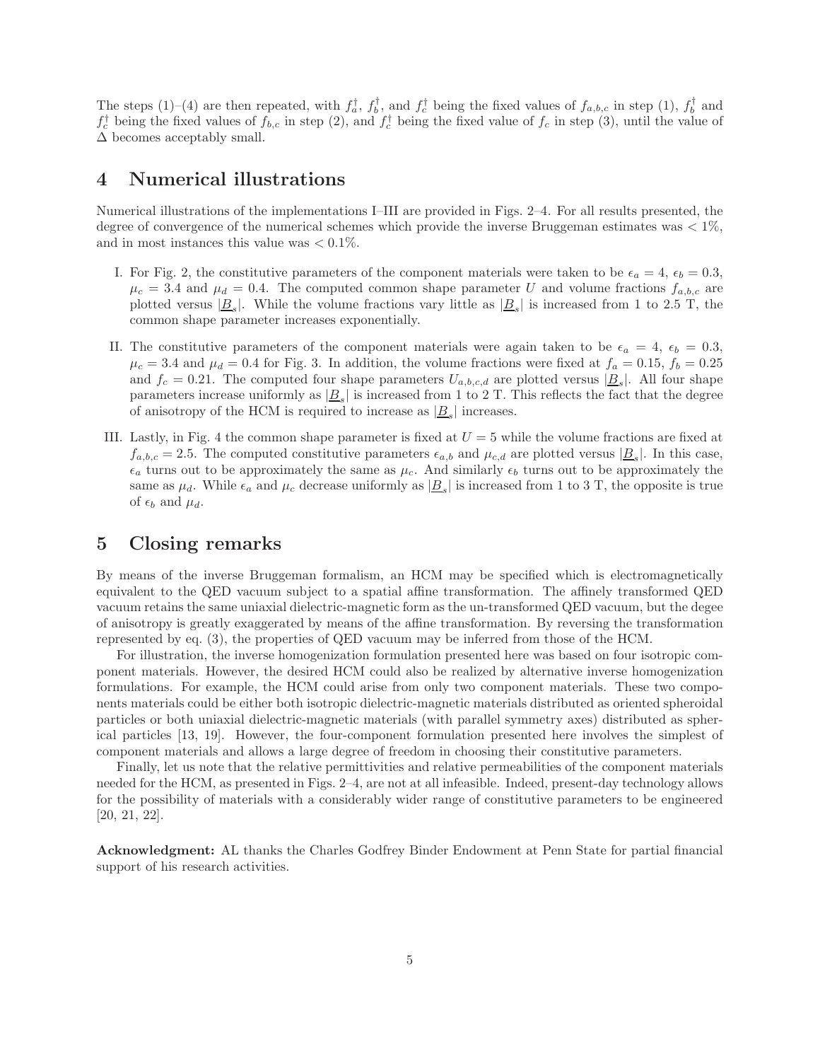The steps (1)–(4) are then repeated, with $f_a^\dagger$, $f_b^\dagger$, and $f_c^\dagger$ being the fixed values of $f_{a,b,c}$ in step (1), $f_b^\dagger$ and $f_c^\dagger$ being the fixed values of $f_{b,c}$ in step (2), and $f_c^\dagger$ being the fixed value of $f_c$ in step (3), until the value of $\Delta$ becomes acceptably small.

# 4 Numerical illustrations

Numerical illustrations of the implementations I–III are provided in Figs. 2–4. For all results presented, the degree of convergence of the numerical schemes which provide the inverse Bruggeman estimates was $< 1\%$, and in most instances this value was $< 0.1\%$.

I. For Fig. 2, the constitutive parameters of the component materials were taken to be $\epsilon_a = 4$, $\epsilon_b = 0.3$, $\mu_c = 3.4$ and $\mu_d = 0.4$. The computed common shape parameter $U$ and volume fractions $f_{a,b,c}$ are plotted versus $|\underline{B}_s|$. While the volume fractions vary little as $|\underline{B}_s|$ is increased from 1 to 2.5 T, the common shape parameter increases exponentially.

II. The constitutive parameters of the component materials were again taken to be $\epsilon_a = 4$, $\epsilon_b = 0.3$, $\mu_c = 3.4$ and $\mu_d = 0.4$ for Fig. 3. In addition, the volume fractions were fixed at $f_a = 0.15$, $f_b = 0.25$ and $f_c = 0.21$. The computed four shape parameters $U_{a,b,c,d}$ are plotted versus $|\underline{B}_s|$. All four shape parameters increase uniformly as $|\underline{B}_s|$ is increased from 1 to 2 T. This reflects the fact that the degree of anisotropy of the HCM is required to increase as $|\underline{B}_s|$ increases.

III. Lastly, in Fig. 4 the common shape parameter is fixed at $U = 5$ while the volume fractions are fixed at $f_{a,b,c} = 2.5$. The computed constitutive parameters $\epsilon_{a,b}$ and $\mu_{c,d}$ are plotted versus $|\underline{B}_s|$. In this case, $\epsilon_a$ turns out to be approximately the same as $\mu_c$. And similarly $\epsilon_b$ turns out to be approximately the same as $\mu_d$. While $\epsilon_a$ and $\mu_c$ decrease uniformly as $|\underline{B}_s|$ is increased from 1 to 3 T, the opposite is true of $\epsilon_b$ and $\mu_d$.

# 5 Closing remarks

By means of the inverse Bruggeman formalism, an HCM may be specified which is electromagnetically equivalent to the QED vacuum subject to a spatial affine transformation. The affinely transformed QED vacuum retains the same uniaxial dielectric-magnetic form as the un-transformed QED vacuum, but the degee of anisotropy is greatly exaggerated by means of the affine transformation. By reversing the transformation represented by eq. (3), the properties of QED vacuum may be inferred from those of the HCM.

For illustration, the inverse homogenization formulation presented here was based on four isotropic component materials. However, the desired HCM could also be realized by alternative inverse homogenization formulations. For example, the HCM could arise from only two component materials. These two components materials could be either both isotropic dielectric-magnetic materials distributed as oriented spheroidal particles or both uniaxial dielectric-magnetic materials (with parallel symmetry axes) distributed as spherical particles [13, 19]. However, the four-component formulation presented here involves the simplest of component materials and allows a large degree of freedom in choosing their constitutive parameters.

Finally, let us note that the relative permittivities and relative permeabilities of the component materials needed for the HCM, as presented in Figs. 2–4, are not at all infeasible. Indeed, present-day technology allows for the possibility of materials with a considerably wider range of constitutive parameters to be engineered [20, 21, 22].

**Acknowledgment:** AL thanks the Charles Godfrey Binder Endowment at Penn State for partial financial support of his research activities.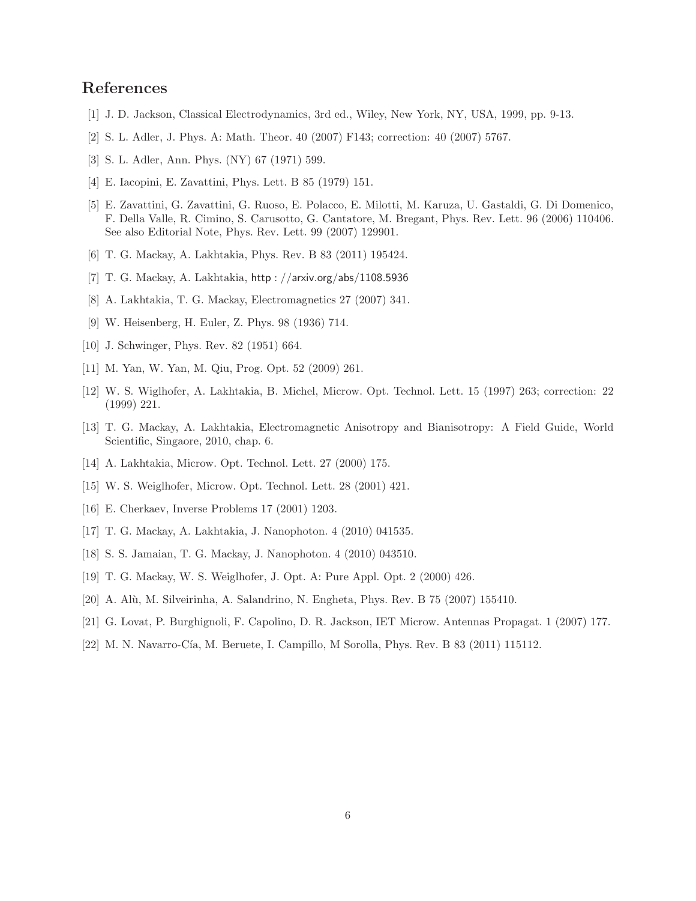## References

[1] J. D. Jackson, Classical Electrodynamics, 3rd ed., Wiley, New York, NY, USA, 1999, pp. 9-13.

[2] S. L. Adler, J. Phys. A: Math. Theor. 40 (2007) F143; correction: 40 (2007) 5767.

[3] S. L. Adler, Ann. Phys. (NY) 67 (1971) 599.

[4] E. Iacopini, E. Zavattini, Phys. Lett. B 85 (1979) 151.

[5] E. Zavattini, G. Zavattini, G. Ruoso, E. Polacco, E. Milotti, M. Karuza, U. Gastaldi, G. Di Domenico, F. Della Valle, R. Cimino, S. Carusotto, G. Cantatore, M. Bregant, Phys. Rev. Lett. 96 (2006) 110406. See also Editorial Note, Phys. Rev. Lett. 99 (2007) 129901.

[6] T. G. Mackay, A. Lakhtakia, Phys. Rev. B 83 (2011) 195424.

[7] T. G. Mackay, A. Lakhtakia, http://arxiv.org/abs/1108.5936

[8] A. Lakhtakia, T. G. Mackay, Electromagnetics 27 (2007) 341.

[9] W. Heisenberg, H. Euler, Z. Phys. 98 (1936) 714.

[10] J. Schwinger, Phys. Rev. 82 (1951) 664.

[11] M. Yan, W. Yan, M. Qiu, Prog. Opt. 52 (2009) 261.

[12] W. S. Wiglhofer, A. Lakhtakia, B. Michel, Microw. Opt. Technol. Lett. 15 (1997) 263; correction: 22 (1999) 221.

[13] T. G. Mackay, A. Lakhtakia, Electromagnetic Anisotropy and Bianisotropy: A Field Guide, World Scientific, Singaore, 2010, chap. 6.

[14] A. Lakhtakia, Microw. Opt. Technol. Lett. 27 (2000) 175.

[15] W. S. Weiglhofer, Microw. Opt. Technol. Lett. 28 (2001) 421.

[16] E. Cherkaev, Inverse Problems 17 (2001) 1203.

[17] T. G. Mackay, A. Lakhtakia, J. Nanophoton. 4 (2010) 041535.

[18] S. S. Jamaian, T. G. Mackay, J. Nanophoton. 4 (2010) 043510.

[19] T. G. Mackay, W. S. Weiglhofer, J. Opt. A: Pure Appl. Opt. 2 (2000) 426.

[20] A. Alù, M. Silveirinha, A. Salandrino, N. Engheta, Phys. Rev. B 75 (2007) 155410.

[21] G. Lovat, P. Burghignoli, F. Capolino, D. R. Jackson, IET Microw. Antennas Propagat. 1 (2007) 177.

[22] M. N. Navarro-Cía, M. Beruete, I. Campillo, M Sorolla, Phys. Rev. B 83 (2011) 115112.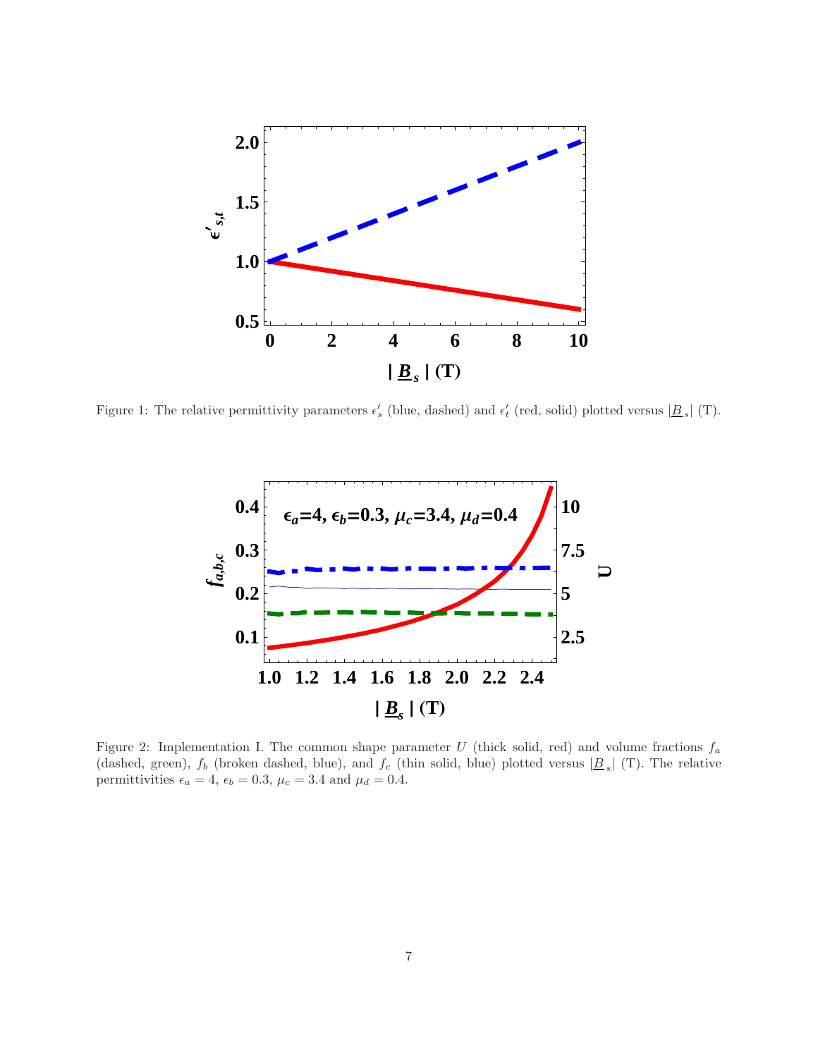Figure 1: The relative permittivity parameters $\epsilon_s'$ (blue, dashed) and $\epsilon_t'$ (red, solid) plotted versus $|\underline{B}_s|$ (T).

Figure 2: Implementation I. The common shape parameter $U$ (thick solid, red) and volume fractions $f_a$ (dashed, green), $f_b$ (broken dashed, blue), and $f_c$ (thin solid, blue) plotted versus $|\underline{B}_s|$ (T). The relative permittivities $\epsilon_a = 4$, $\epsilon_b = 0.3$, $\mu_c = 3.4$ and $\mu_d = 0.4$.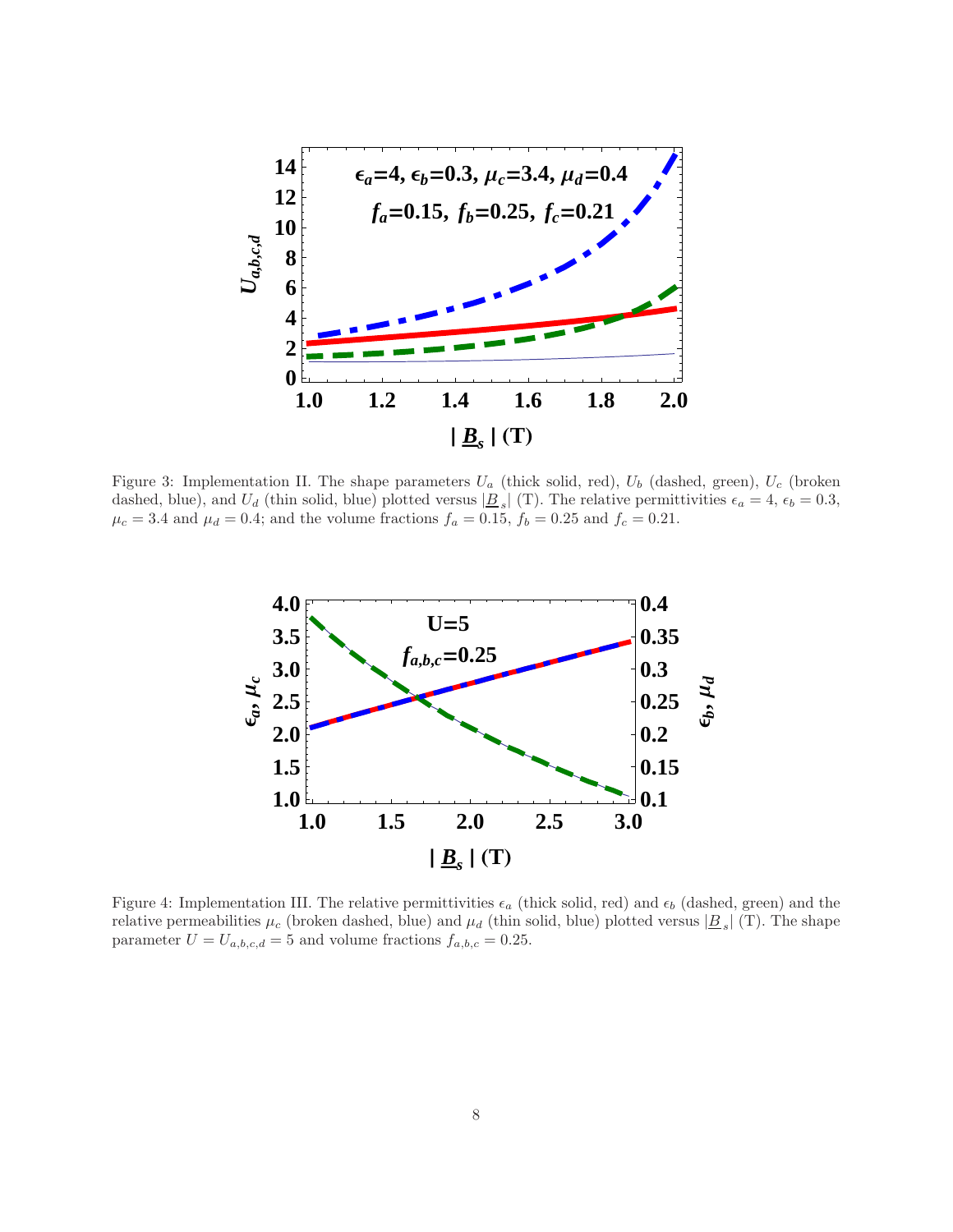$\epsilon_a$=4, $\epsilon_b$=0.3, $\mu_c$=3.4, $\mu_d$=0.4

$f_a$=0.15, $f_b$=0.25, $f_c$=0.21

$U_{a,b,c,d}$

14
12
10
8
6
4
2
0

1.0 1.2 1.4 1.6 1.8 2.0

$|\underline{B}_s|$ (T)

Figure 3: Implementation II. The shape parameters $U_a$ (thick solid, red), $U_b$ (dashed, green), $U_c$ (broken dashed, blue), and $U_d$ (thin solid, blue) plotted versus $|\underline{B}_s|$ (T). The relative permittivities $\epsilon_a = 4$, $\epsilon_b = 0.3$, $\mu_c = 3.4$ and $\mu_d = 0.4$; and the volume fractions $f_a = 0.15$, $f_b = 0.25$ and $f_c = 0.21$.

U=5

$f_{a,b,c}$=0.25

$\epsilon_a$, $\mu_c$

4.0
3.5
3.0
2.5
2.0
1.5
1.0

$\epsilon_b$, $\mu_d$

0.4
0.35
0.3
0.25
0.2
0.15
0.1

1.0 1.5 2.0 2.5 3.0

$|\underline{B}_s|$ (T)

Figure 4: Implementation III. The relative permittivities $\epsilon_a$ (thick solid, red) and $\epsilon_b$ (dashed, green) and the relative permeabilities $\mu_c$ (broken dashed, blue) and $\mu_d$ (thin solid, blue) plotted versus $|\underline{B}_s|$ (T). The shape parameter $U = U_{a,b,c,d} = 5$ and volume fractions $f_{a,b,c} = 0.25$.